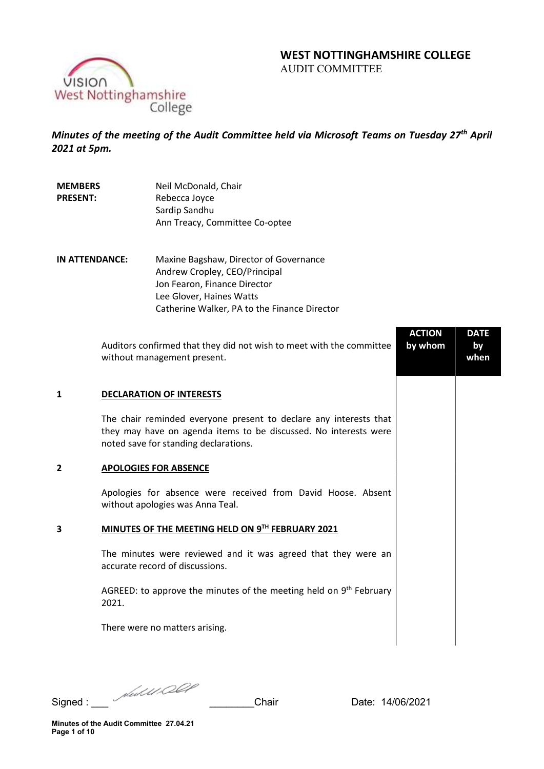# WEST NOTTINGHAMSHIRE COLLEGE

AUDIT COMMITTEE

***Minutes of the meeting of the Audit Committee held via Microsoft Teams on Tuesday 27th April 2021 at 5pm.***

| | |
|---|---|
| **MEMBERS PRESENT:** | Neil McDonald, Chair<br>Rebecca Joyce<br>Sardip Sandhu<br>Ann Treacy, Committee Co-optee |
| **IN ATTENDANCE:** | Maxine Bagshaw, Director of Governance<br>Andrew Cropley, CEO/Principal<br>Jon Fearon, Finance Director<br>Lee Glover, Haines Watts<br>Catherine Walker, PA to the Finance Director |

| | | ACTION by whom | DATE by when |
|---|---|---|---|
| | Auditors confirmed that they did not wish to meet with the committee without management present. | | |
| **1** | **DECLARATION OF INTERESTS** | | |
| | The chair reminded everyone present to declare any interests that they may have on agenda items to be discussed. No interests were noted save for standing declarations. | | |
| **2** | **APOLOGIES FOR ABSENCE** | | |
| | Apologies for absence were received from David Hoose. Absent without apologies was Anna Teal. | | |
| **3** | **MINUTES OF THE MEETING HELD ON 9TH FEBRUARY 2021** | | |
| | The minutes were reviewed and it was agreed that they were an accurate record of discussions. | | |
| | AGREED: to approve the minutes of the meeting held on 9th February 2021. | | |
| | There were no matters arising. | | |

Signed : ___ *[signature]* ________Chair Date: 14/06/2021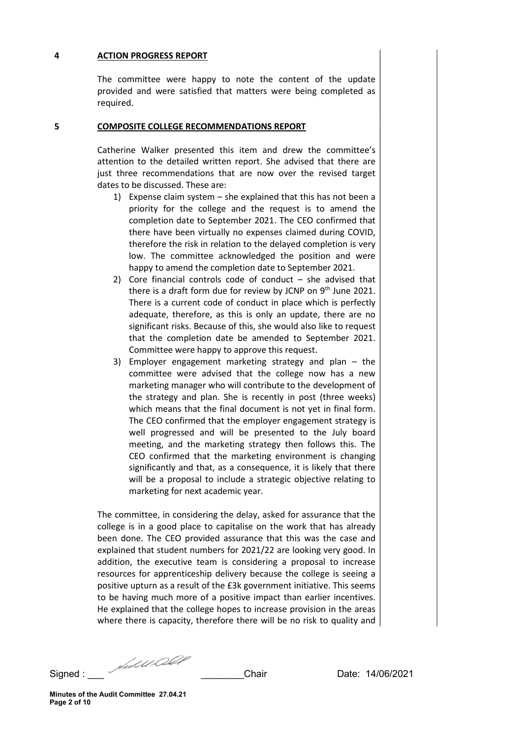## 4 ACTION PROGRESS REPORT

The committee were happy to note the content of the update provided and were satisfied that matters were being completed as required.

## 5 COMPOSITE COLLEGE RECOMMENDATIONS REPORT

Catherine Walker presented this item and drew the committee's attention to the detailed written report. She advised that there are just three recommendations that are now over the revised target dates to be discussed. These are:

1) Expense claim system – she explained that this has not been a priority for the college and the request is to amend the completion date to September 2021. The CEO confirmed that there have been virtually no expenses claimed during COVID, therefore the risk in relation to the delayed completion is very low. The committee acknowledged the position and were happy to amend the completion date to September 2021.
2) Core financial controls code of conduct – she advised that there is a draft form due for review by JCNP on 9th June 2021. There is a current code of conduct in place which is perfectly adequate, therefore, as this is only an update, there are no significant risks. Because of this, she would also like to request that the completion date be amended to September 2021. Committee were happy to approve this request.
3) Employer engagement marketing strategy and plan – the committee were advised that the college now has a new marketing manager who will contribute to the development of the strategy and plan. She is recently in post (three weeks) which means that the final document is not yet in final form. The CEO confirmed that the employer engagement strategy is well progressed and will be presented to the July board meeting, and the marketing strategy then follows this. The CEO confirmed that the marketing environment is changing significantly and that, as a consequence, it is likely that there will be a proposal to include a strategic objective relating to marketing for next academic year.

The committee, in considering the delay, asked for assurance that the college is in a good place to capitalise on the work that has already been done. The CEO provided assurance that this was the case and explained that student numbers for 2021/22 are looking very good. In addition, the executive team is considering a proposal to increase resources for apprenticeship delivery because the college is seeing a positive upturn as a result of the £3k government initiative. This seems to be having much more of a positive impact than earlier incentives. He explained that the college hopes to increase provision in the areas where there is capacity, therefore there will be no risk to quality and

Signed : ___ [signature] ________Chair Date: 14/06/2021

Minutes of the Audit Committee 27.04.21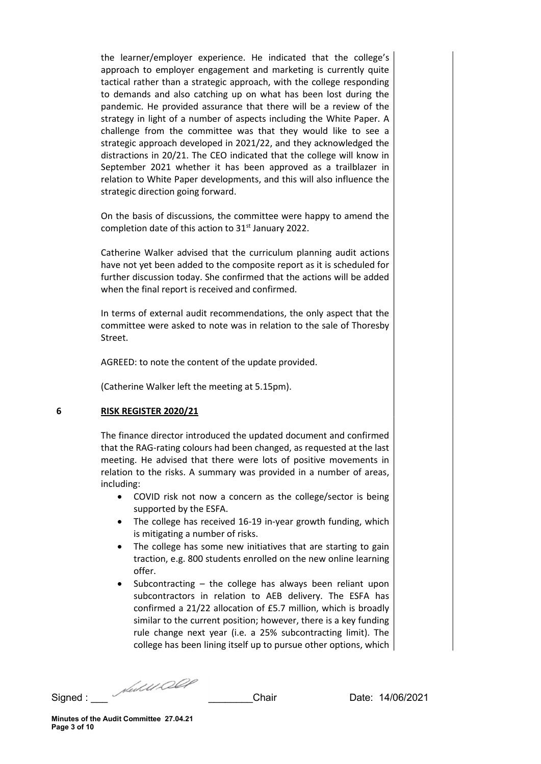the learner/employer experience. He indicated that the college's approach to employer engagement and marketing is currently quite tactical rather than a strategic approach, with the college responding to demands and also catching up on what has been lost during the pandemic. He provided assurance that there will be a review of the strategy in light of a number of aspects including the White Paper. A challenge from the committee was that they would like to see a strategic approach developed in 2021/22, and they acknowledged the distractions in 20/21. The CEO indicated that the college will know in September 2021 whether it has been approved as a trailblazer in relation to White Paper developments, and this will also influence the strategic direction going forward.

On the basis of discussions, the committee were happy to amend the completion date of this action to 31st January 2022.

Catherine Walker advised that the curriculum planning audit actions have not yet been added to the composite report as it is scheduled for further discussion today. She confirmed that the actions will be added when the final report is received and confirmed.

In terms of external audit recommendations, the only aspect that the committee were asked to note was in relation to the sale of Thoresby Street.

AGREED: to note the content of the update provided.

(Catherine Walker left the meeting at 5.15pm).

## 6 RISK REGISTER 2020/21

The finance director introduced the updated document and confirmed that the RAG-rating colours had been changed, as requested at the last meeting. He advised that there were lots of positive movements in relation to the risks. A summary was provided in a number of areas, including:

- COVID risk not now a concern as the college/sector is being supported by the ESFA.
- The college has received 16-19 in-year growth funding, which is mitigating a number of risks.
- The college has some new initiatives that are starting to gain traction, e.g. 800 students enrolled on the new online learning offer.
- Subcontracting – the college has always been reliant upon subcontractors in relation to AEB delivery. The ESFA has confirmed a 21/22 allocation of £5.7 million, which is broadly similar to the current position; however, there is a key funding rule change next year (i.e. a 25% subcontracting limit). The college has been lining itself up to pursue other options, which

Signed : ___ ________Chair Date: 14/06/2021

**Minutes of the Audit Committee 27.04.21**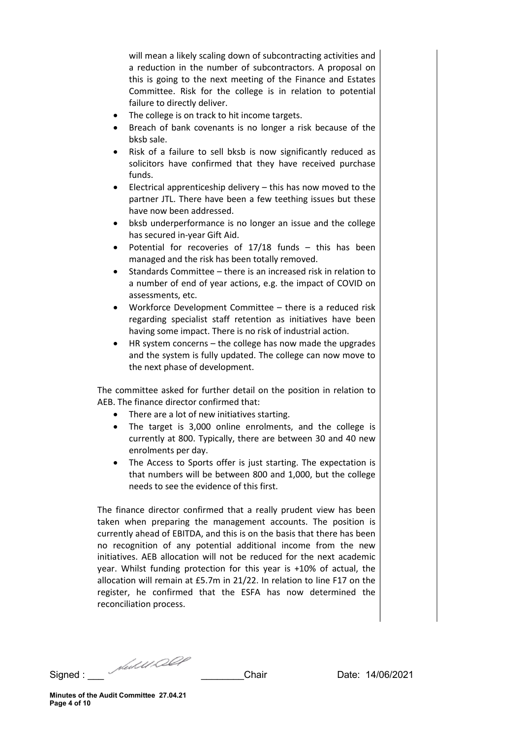will mean a likely scaling down of subcontracting activities and a reduction in the number of subcontractors. A proposal on this is going to the next meeting of the Finance and Estates Committee. Risk for the college is in relation to potential failure to directly deliver.

- The college is on track to hit income targets.
- Breach of bank covenants is no longer a risk because of the bksb sale.
- Risk of a failure to sell bksb is now significantly reduced as solicitors have confirmed that they have received purchase funds.
- Electrical apprenticeship delivery – this has now moved to the partner JTL. There have been a few teething issues but these have now been addressed.
- bksb underperformance is no longer an issue and the college has secured in-year Gift Aid.
- Potential for recoveries of 17/18 funds – this has been managed and the risk has been totally removed.
- Standards Committee – there is an increased risk in relation to a number of end of year actions, e.g. the impact of COVID on assessments, etc.
- Workforce Development Committee – there is a reduced risk regarding specialist staff retention as initiatives have been having some impact. There is no risk of industrial action.
- HR system concerns – the college has now made the upgrades and the system is fully updated. The college can now move to the next phase of development.

The committee asked for further detail on the position in relation to AEB. The finance director confirmed that:

- There are a lot of new initiatives starting.
- The target is 3,000 online enrolments, and the college is currently at 800. Typically, there are between 30 and 40 new enrolments per day.
- The Access to Sports offer is just starting. The expectation is that numbers will be between 800 and 1,000, but the college needs to see the evidence of this first.

The finance director confirmed that a really prudent view has been taken when preparing the management accounts. The position is currently ahead of EBITDA, and this is on the basis that there has been no recognition of any potential additional income from the new initiatives. AEB allocation will not be reduced for the next academic year. Whilst funding protection for this year is +10% of actual, the allocation will remain at £5.7m in 21/22. In relation to line F17 on the register, he confirmed that the ESFA has now determined the reconciliation process.

Signed : ___ ________Chair Date: 14/06/2021

**Minutes of the Audit Committee 27.04.21**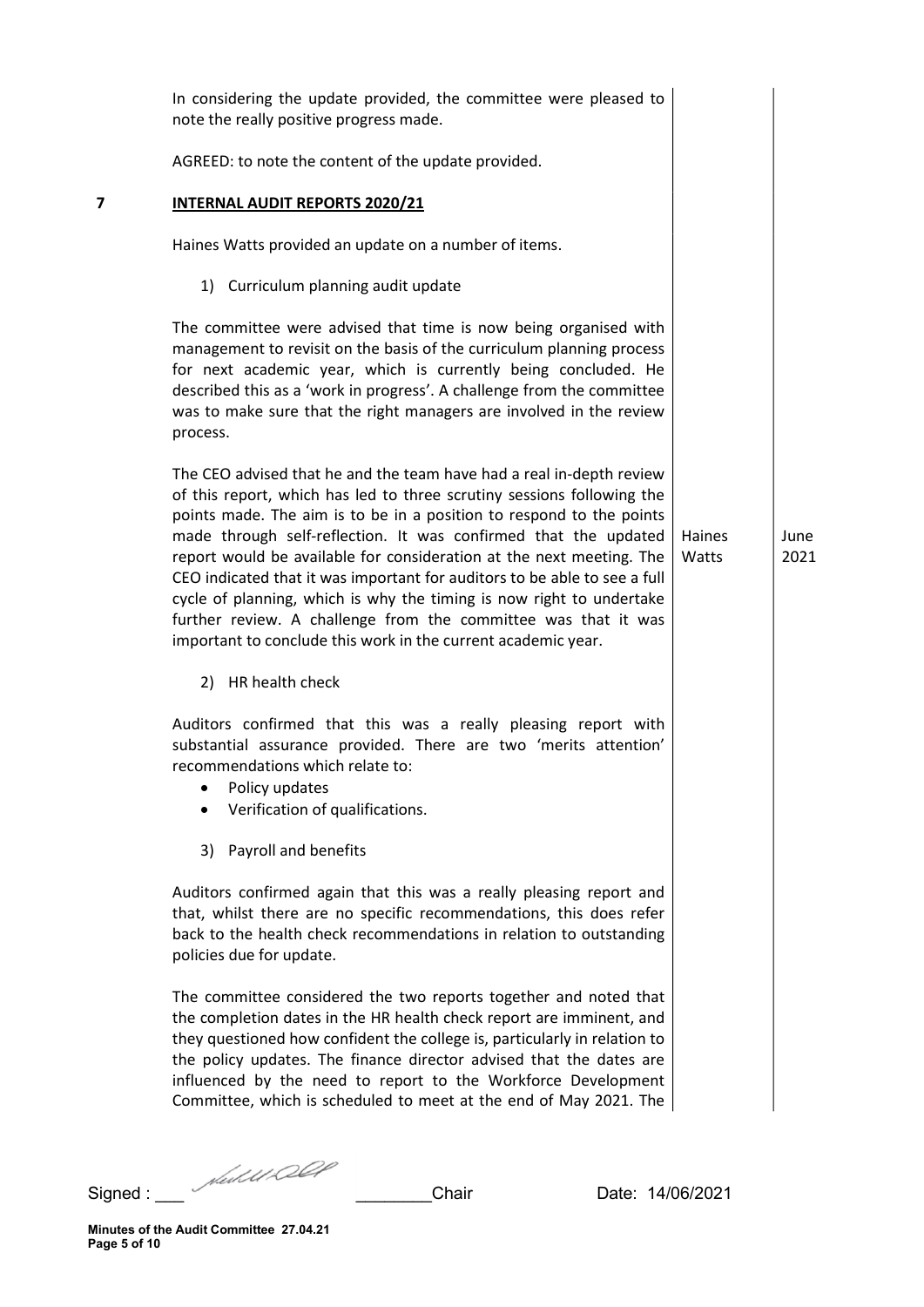In considering the update provided, the committee were pleased to note the really positive progress made.

AGREED: to note the content of the update provided.

## 7 INTERNAL AUDIT REPORTS 2020/21

Haines Watts provided an update on a number of items.

1) Curriculum planning audit update

The committee were advised that time is now being organised with management to revisit on the basis of the curriculum planning process for next academic year, which is currently being concluded. He described this as a 'work in progress'. A challenge from the committee was to make sure that the right managers are involved in the review process.

The CEO advised that he and the team have had a real in-depth review of this report, which has led to three scrutiny sessions following the points made. The aim is to be in a position to respond to the points made through self-reflection. It was confirmed that the updated report would be available for consideration at the next meeting. The CEO indicated that it was important for auditors to be able to see a full cycle of planning, which is why the timing is now right to undertake further review. A challenge from the committee was that it was important to conclude this work in the current academic year. | Haines Watts | June 2021

2) HR health check

Auditors confirmed that this was a really pleasing report with substantial assurance provided. There are two 'merits attention' recommendations which relate to:

- Policy updates
- Verification of qualifications.

3) Payroll and benefits

Auditors confirmed again that this was a really pleasing report and that, whilst there are no specific recommendations, this does refer back to the health check recommendations in relation to outstanding policies due for update.

The committee considered the two reports together and noted that the completion dates in the HR health check report are imminent, and they questioned how confident the college is, particularly in relation to the policy updates. The finance director advised that the dates are influenced by the need to report to the Workforce Development Committee, which is scheduled to meet at the end of May 2021. The

Signed : ___ ________Chair Date: 14/06/2021

Minutes of the Audit Committee 27.04.21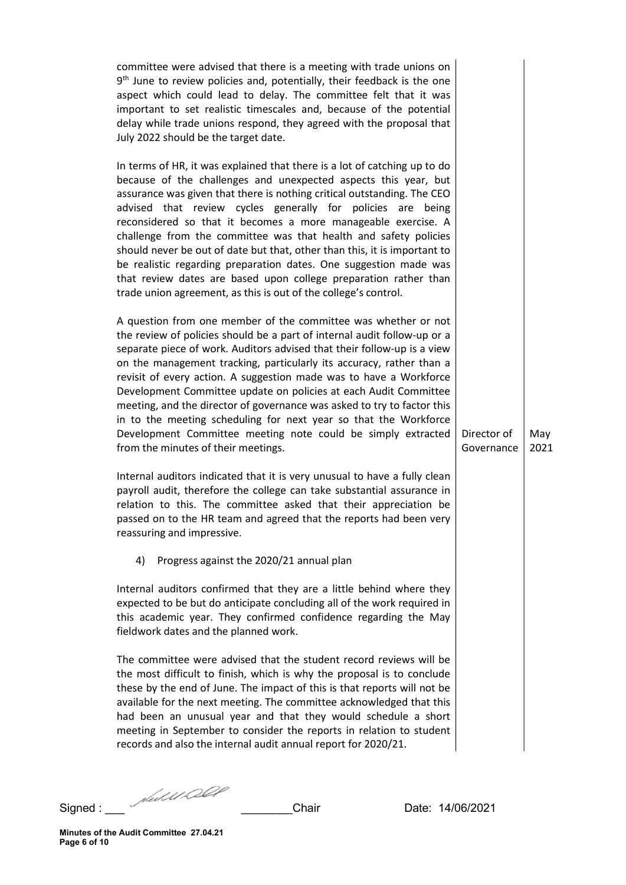| | | |
|---|---|---|
| committee were advised that there is a meeting with trade unions on 9th June to review policies and, potentially, their feedback is the one aspect which could lead to delay. The committee felt that it was important to set realistic timescales and, because of the potential delay while trade unions respond, they agreed with the proposal that July 2022 should be the target date. | | |
| In terms of HR, it was explained that there is a lot of catching up to do because of the challenges and unexpected aspects this year, but assurance was given that there is nothing critical outstanding. The CEO advised that review cycles generally for policies are being reconsidered so that it becomes a more manageable exercise. A challenge from the committee was that health and safety policies should never be out of date but that, other than this, it is important to be realistic regarding preparation dates. One suggestion made was that review dates are based upon college preparation rather than trade union agreement, as this is out of the college's control. | | |
| A question from one member of the committee was whether or not the review of policies should be a part of internal audit follow-up or a separate piece of work. Auditors advised that their follow-up is a view on the management tracking, particularly its accuracy, rather than a revisit of every action. A suggestion made was to have a Workforce Development Committee update on policies at each Audit Committee meeting, and the director of governance was asked to try to factor this in to the meeting scheduling for next year so that the Workforce Development Committee meeting note could be simply extracted from the minutes of their meetings. | Director of Governance | May 2021 |
| Internal auditors indicated that it is very unusual to have a fully clean payroll audit, therefore the college can take substantial assurance in relation to this. The committee asked that their appreciation be passed on to the HR team and agreed that the reports had been very reassuring and impressive. | | |
| 4) Progress against the 2020/21 annual plan | | |
| Internal auditors confirmed that they are a little behind where they expected to be but do anticipate concluding all of the work required in this academic year. They confirmed confidence regarding the May fieldwork dates and the planned work. | | |
| The committee were advised that the student record reviews will be the most difficult to finish, which is why the proposal is to conclude these by the end of June. The impact of this is that reports will not be available for the next meeting. The committee acknowledged that this had been an unusual year and that they would schedule a short meeting in September to consider the reports in relation to student records and also the internal audit annual report for 2020/21. | | |

Signed : ___ ________Chair Date: 14/06/2021

**Minutes of the Audit Committee 27.04.21**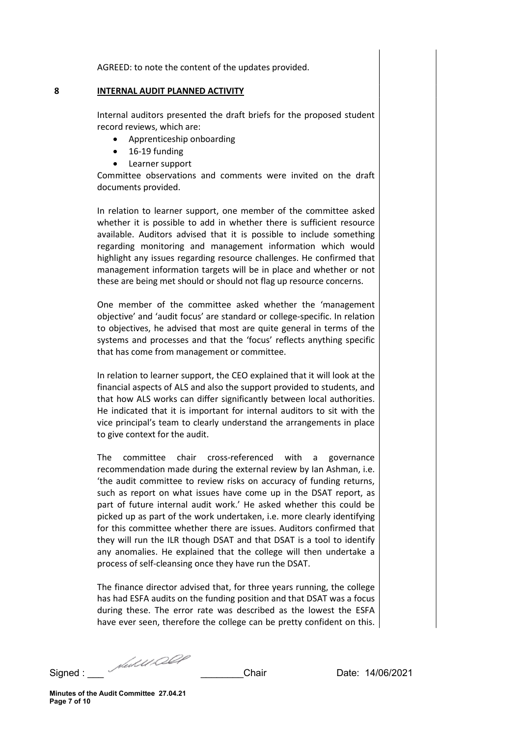AGREED: to note the content of the updates provided.

## 8 INTERNAL AUDIT PLANNED ACTIVITY

Internal auditors presented the draft briefs for the proposed student record reviews, which are:

- Apprenticeship onboarding
- 16-19 funding
- Learner support

Committee observations and comments were invited on the draft documents provided.

In relation to learner support, one member of the committee asked whether it is possible to add in whether there is sufficient resource available. Auditors advised that it is possible to include something regarding monitoring and management information which would highlight any issues regarding resource challenges. He confirmed that management information targets will be in place and whether or not these are being met should or should not flag up resource concerns.

One member of the committee asked whether the 'management objective' and 'audit focus' are standard or college-specific. In relation to objectives, he advised that most are quite general in terms of the systems and processes and that the 'focus' reflects anything specific that has come from management or committee.

In relation to learner support, the CEO explained that it will look at the financial aspects of ALS and also the support provided to students, and that how ALS works can differ significantly between local authorities. He indicated that it is important for internal auditors to sit with the vice principal's team to clearly understand the arrangements in place to give context for the audit.

The committee chair cross-referenced with a governance recommendation made during the external review by Ian Ashman, i.e. 'the audit committee to review risks on accuracy of funding returns, such as report on what issues have come up in the DSAT report, as part of future internal audit work.' He asked whether this could be picked up as part of the work undertaken, i.e. more clearly identifying for this committee whether there are issues. Auditors confirmed that they will run the ILR though DSAT and that DSAT is a tool to identify any anomalies. He explained that the college will then undertake a process of self-cleansing once they have run the DSAT.

The finance director advised that, for three years running, the college has had ESFA audits on the funding position and that DSAT was a focus during these. The error rate was described as the lowest the ESFA have ever seen, therefore the college can be pretty confident on this.

Signed : \_\_\_ \_\_\_\_\_\_\_\_Chair Date: 14/06/2021

Minutes of the Audit Committee 27.04.21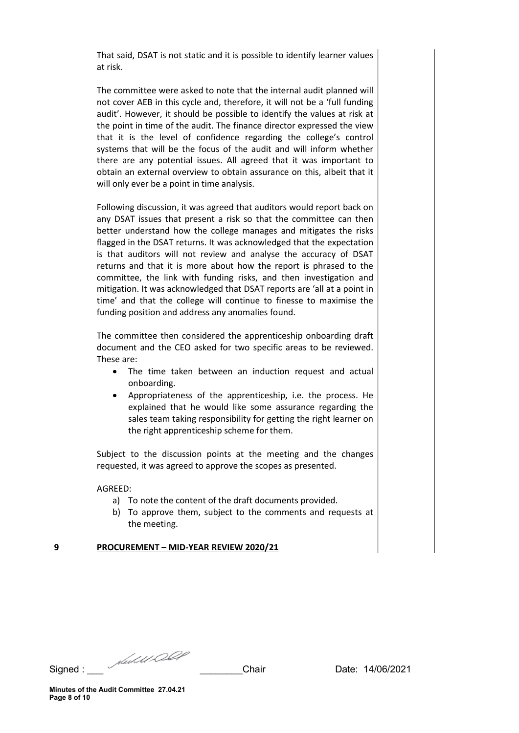That said, DSAT is not static and it is possible to identify learner values at risk.

The committee were asked to note that the internal audit planned will not cover AEB in this cycle and, therefore, it will not be a 'full funding audit'. However, it should be possible to identify the values at risk at the point in time of the audit. The finance director expressed the view that it is the level of confidence regarding the college's control systems that will be the focus of the audit and will inform whether there are any potential issues. All agreed that it was important to obtain an external overview to obtain assurance on this, albeit that it will only ever be a point in time analysis.

Following discussion, it was agreed that auditors would report back on any DSAT issues that present a risk so that the committee can then better understand how the college manages and mitigates the risks flagged in the DSAT returns. It was acknowledged that the expectation is that auditors will not review and analyse the accuracy of DSAT returns and that it is more about how the report is phrased to the committee, the link with funding risks, and then investigation and mitigation. It was acknowledged that DSAT reports are 'all at a point in time' and that the college will continue to finesse to maximise the funding position and address any anomalies found.

The committee then considered the apprenticeship onboarding draft document and the CEO asked for two specific areas to be reviewed. These are:

- The time taken between an induction request and actual onboarding.
- Appropriateness of the apprenticeship, i.e. the process. He explained that he would like some assurance regarding the sales team taking responsibility for getting the right learner on the right apprenticeship scheme for them.

Subject to the discussion points at the meeting and the changes requested, it was agreed to approve the scopes as presented.

AGREED:

a) To note the content of the draft documents provided.
b) To approve them, subject to the comments and requests at the meeting.

## 9 PROCUREMENT – MID-YEAR REVIEW 2020/21

Signed : ___ ________Chair Date: 14/06/2021

Minutes of the Audit Committee 27.04.21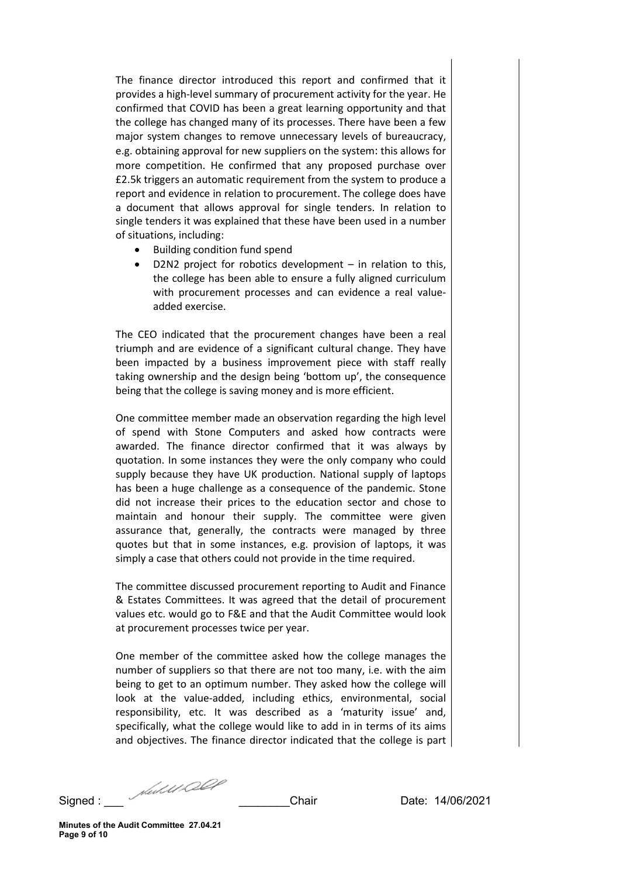The finance director introduced this report and confirmed that it provides a high-level summary of procurement activity for the year. He confirmed that COVID has been a great learning opportunity and that the college has changed many of its processes. There have been a few major system changes to remove unnecessary levels of bureaucracy, e.g. obtaining approval for new suppliers on the system: this allows for more competition. He confirmed that any proposed purchase over £2.5k triggers an automatic requirement from the system to produce a report and evidence in relation to procurement. The college does have a document that allows approval for single tenders. In relation to single tenders it was explained that these have been used in a number of situations, including:

- Building condition fund spend
- D2N2 project for robotics development – in relation to this, the college has been able to ensure a fully aligned curriculum with procurement processes and can evidence a real value-added exercise.

The CEO indicated that the procurement changes have been a real triumph and are evidence of a significant cultural change. They have been impacted by a business improvement piece with staff really taking ownership and the design being 'bottom up', the consequence being that the college is saving money and is more efficient.

One committee member made an observation regarding the high level of spend with Stone Computers and asked how contracts were awarded. The finance director confirmed that it was always by quotation. In some instances they were the only company who could supply because they have UK production. National supply of laptops has been a huge challenge as a consequence of the pandemic. Stone did not increase their prices to the education sector and chose to maintain and honour their supply. The committee were given assurance that, generally, the contracts were managed by three quotes but that in some instances, e.g. provision of laptops, it was simply a case that others could not provide in the time required.

The committee discussed procurement reporting to Audit and Finance & Estates Committees. It was agreed that the detail of procurement values etc. would go to F&E and that the Audit Committee would look at procurement processes twice per year.

One member of the committee asked how the college manages the number of suppliers so that there are not too many, i.e. with the aim being to get to an optimum number. They asked how the college will look at the value-added, including ethics, environmental, social responsibility, etc. It was described as a 'maturity issue' and, specifically, what the college would like to add in in terms of its aims and objectives. The finance director indicated that the college is part

Signed : ___ ________Chair Date: 14/06/2021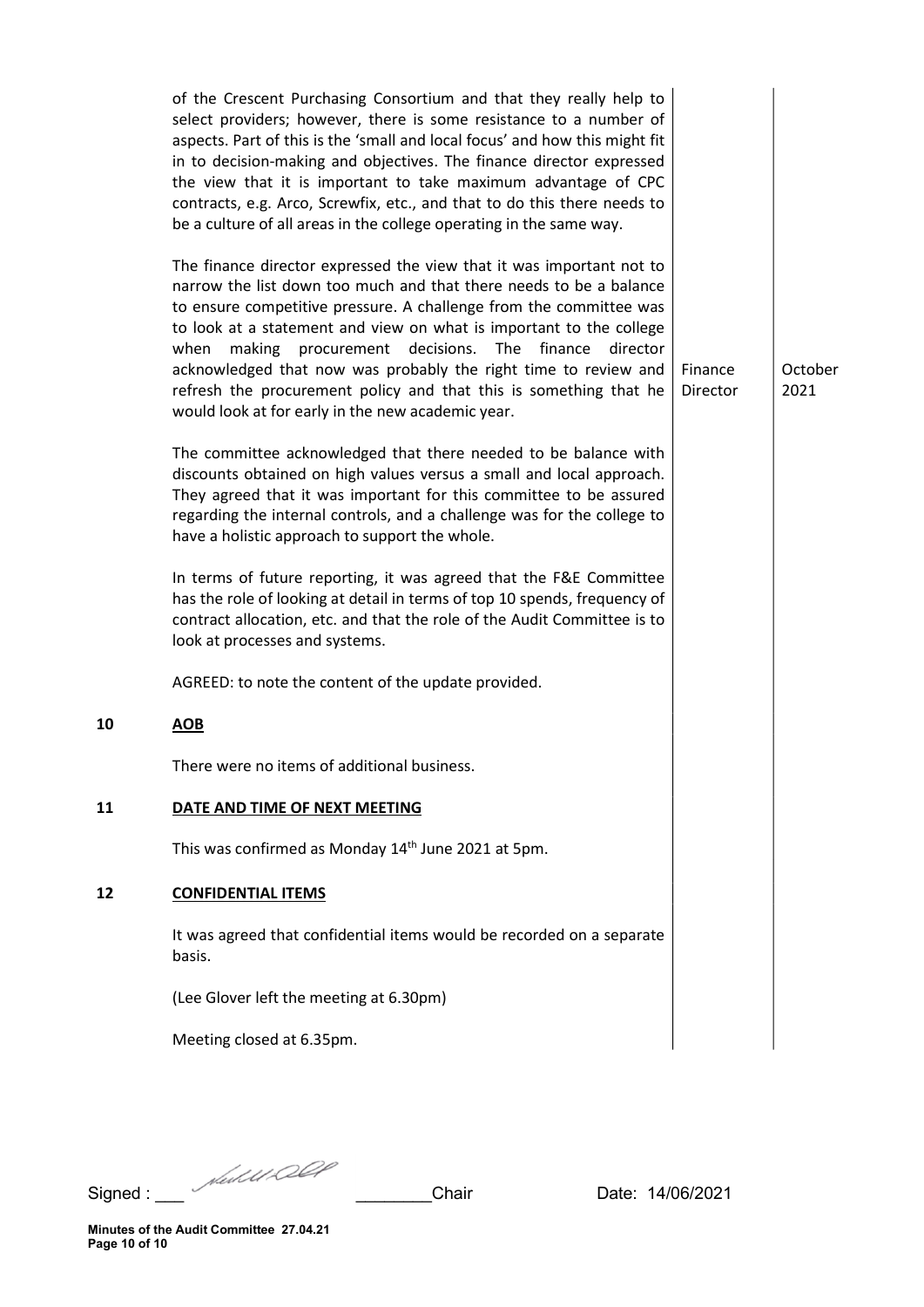| | | | |
|---|---|---|---|
| | of the Crescent Purchasing Consortium and that they really help to select providers; however, there is some resistance to a number of aspects. Part of this is the 'small and local focus' and how this might fit in to decision-making and objectives. The finance director expressed the view that it is important to take maximum advantage of CPC contracts, e.g. Arco, Screwfix, etc., and that to do this there needs to be a culture of all areas in the college operating in the same way. | | |
| | The finance director expressed the view that it was important not to narrow the list down too much and that there needs to be a balance to ensure competitive pressure. A challenge from the committee was to look at a statement and view on what is important to the college when making procurement decisions. The finance director acknowledged that now was probably the right time to review and refresh the procurement policy and that this is something that he would look at for early in the new academic year. | Finance Director | October 2021 |
| | The committee acknowledged that there needed to be balance with discounts obtained on high values versus a small and local approach. They agreed that it was important for this committee to be assured regarding the internal controls, and a challenge was for the college to have a holistic approach to support the whole. | | |
| | In terms of future reporting, it was agreed that the F&E Committee has the role of looking at detail in terms of top 10 spends, frequency of contract allocation, etc. and that the role of the Audit Committee is to look at processes and systems. | | |
| | AGREED: to note the content of the update provided. | | |
| **10** | **<u>AOB</u>** | | |
| | There were no items of additional business. | | |
| **11** | **<u>DATE AND TIME OF NEXT MEETING</u>** | | |
| | This was confirmed as Monday 14th June 2021 at 5pm. | | |
| **12** | **<u>CONFIDENTIAL ITEMS</u>** | | |
| | It was agreed that confidential items would be recorded on a separate basis. | | |
| | (Lee Glover left the meeting at 6.30pm) | | |
| | Meeting closed at 6.35pm. | | |

Signed : ___ ________Chair Date: 14/06/2021

**Minutes of the Audit Committee 27.04.21**